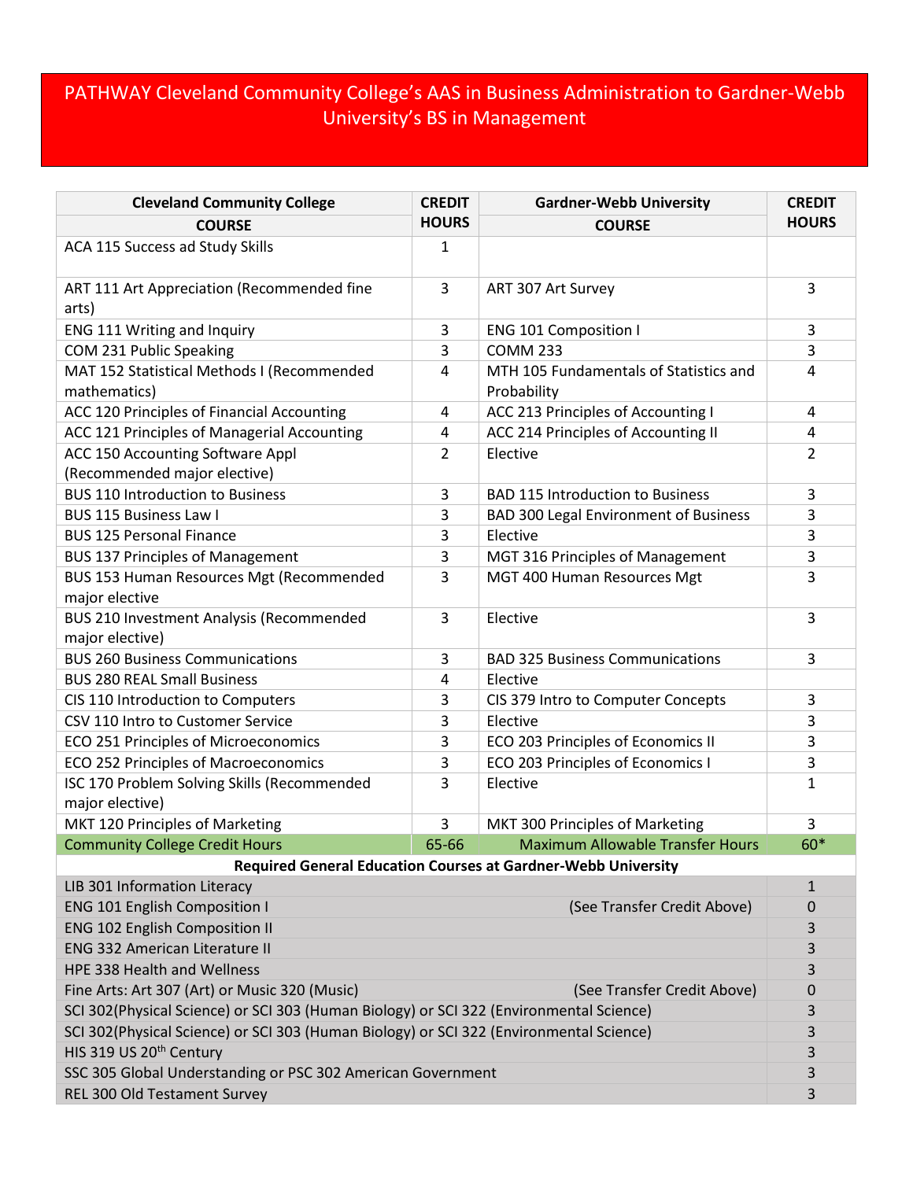# PATHWAY Cleveland Community College's AAS in Business Administration to Gardner-Webb University's BS in Management

| Cleveland Community College COURSE | CREDIT HOURS | Gardner-Webb University COURSE | CREDIT HOURS |
|---|---|---|---|
| ACA 115 Success ad Study Skills | 1 | | |
| ART 111 Art Appreciation (Recommended fine arts) | 3 | ART 307 Art Survey | 3 |
| ENG 111 Writing and Inquiry | 3 | ENG 101 Composition I | 3 |
| COM 231 Public Speaking | 3 | COMM 233 | 3 |
| MAT 152 Statistical Methods I (Recommended mathematics) | 4 | MTH 105 Fundamentals of Statistics and Probability | 4 |
| ACC 120 Principles of Financial Accounting | 4 | ACC 213 Principles of Accounting I | 4 |
| ACC 121 Principles of Managerial Accounting | 4 | ACC 214 Principles of Accounting II | 4 |
| ACC 150 Accounting Software Appl (Recommended major elective) | 2 | Elective | 2 |
| BUS 110 Introduction to Business | 3 | BAD 115 Introduction to Business | 3 |
| BUS 115 Business Law I | 3 | BAD 300 Legal Environment of Business | 3 |
| BUS 125 Personal Finance | 3 | Elective | 3 |
| BUS 137 Principles of Management | 3 | MGT 316 Principles of Management | 3 |
| BUS 153 Human Resources Mgt (Recommended major elective | 3 | MGT 400 Human Resources Mgt | 3 |
| BUS 210 Investment Analysis (Recommended major elective) | 3 | Elective | 3 |
| BUS 260 Business Communications | 3 | BAD 325 Business Communications | 3 |
| BUS 280 REAL Small Business | 4 | Elective | |
| CIS 110 Introduction to Computers | 3 | CIS 379 Intro to Computer Concepts | 3 |
| CSV 110 Intro to Customer Service | 3 | Elective | 3 |
| ECO 251 Principles of Microeconomics | 3 | ECO 203 Principles of Economics II | 3 |
| ECO 252 Principles of Macroeconomics | 3 | ECO 203 Principles of Economics I | 3 |
| ISC 170 Problem Solving Skills (Recommended major elective) | 3 | Elective | 1 |
| MKT 120 Principles of Marketing | 3 | MKT 300 Principles of Marketing | 3 |
| Community College Credit Hours | 65-66 | Maximum Allowable Transfer Hours | 60* |
| **Required General Education Courses at Gardner-Webb University** | | | |
| LIB 301 Information Literacy | | | 1 |
| ENG 101 English Composition I | | (See Transfer Credit Above) | 0 |
| ENG 102 English Composition II | | | 3 |
| ENG 332 American Literature II | | | 3 |
| HPE 338 Health and Wellness | | | 3 |
| Fine Arts: Art 307 (Art) or Music 320 (Music) | | (See Transfer Credit Above) | 0 |
| SCI 302(Physical Science) or SCI 303 (Human Biology) or SCI 322 (Environmental Science) | | | 3 |
| SCI 302(Physical Science) or SCI 303 (Human Biology) or SCI 322 (Environmental Science) | | | 3 |
| HIS 319 US 20th Century | | | 3 |
| SSC 305 Global Understanding or PSC 302 American Government | | | 3 |
| REL 300 Old Testament Survey | | | 3 |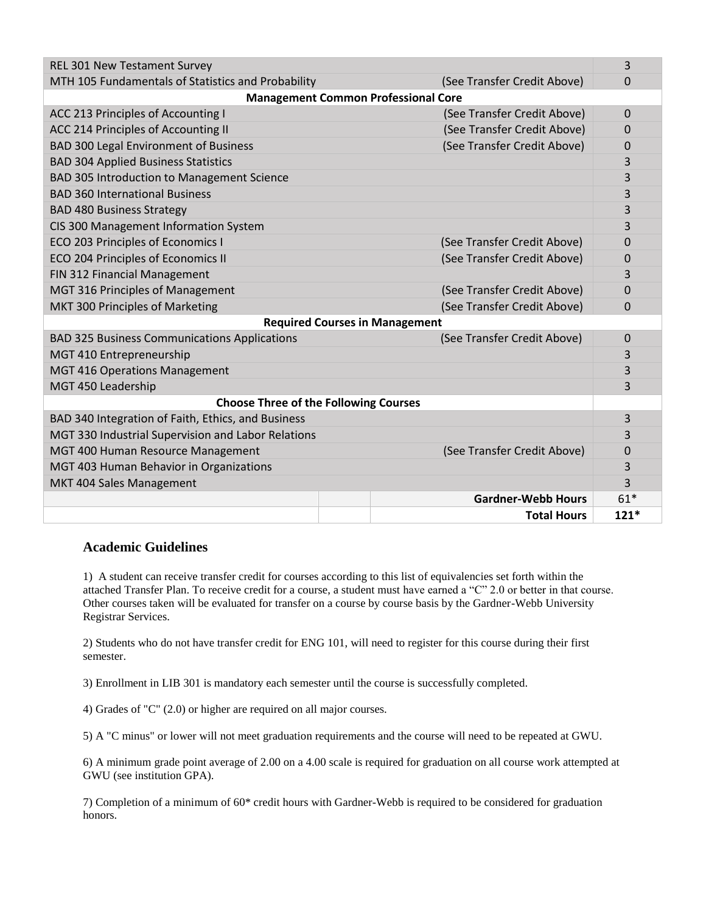| Course | | Note | Hours |
|---|---|---|---|
| REL 301 New Testament Survey | | | 3 |
| MTH 105 Fundamentals of Statistics and Probability | | (See Transfer Credit Above) | 0 |
| **Management Common Professional Core** | | | |
| ACC 213 Principles of Accounting I | | (See Transfer Credit Above) | 0 |
| ACC 214 Principles of Accounting II | | (See Transfer Credit Above) | 0 |
| BAD 300 Legal Environment of Business | | (See Transfer Credit Above) | 0 |
| BAD 304 Applied Business Statistics | | | 3 |
| BAD 305 Introduction to Management Science | | | 3 |
| BAD 360 International Business | | | 3 |
| BAD 480 Business Strategy | | | 3 |
| CIS 300 Management Information System | | | 3 |
| ECO 203 Principles of Economics I | | (See Transfer Credit Above) | 0 |
| ECO 204 Principles of Economics II | | (See Transfer Credit Above) | 0 |
| FIN 312 Financial Management | | | 3 |
| MGT 316 Principles of Management | | (See Transfer Credit Above) | 0 |
| MKT 300 Principles of Marketing | | (See Transfer Credit Above) | 0 |
| **Required Courses in Management** | | | |
| BAD 325 Business Communications Applications | | (See Transfer Credit Above) | 0 |
| MGT 410 Entrepreneurship | | | 3 |
| MGT 416 Operations Management | | | 3 |
| MGT 450 Leadership | | | 3 |
| **Choose Three of the Following Courses** | | | |
| BAD 340 Integration of Faith, Ethics, and Business | | | 3 |
| MGT 330 Industrial Supervision and Labor Relations | | | 3 |
| MGT 400 Human Resource Management | | (See Transfer Credit Above) | 0 |
| MGT 403 Human Behavior in Organizations | | | 3 |
| MKT 404 Sales Management | | | 3 |
| | | **Gardner-Webb Hours** | 61* |
| | | **Total Hours** | **121*** |

## Academic Guidelines

1) A student can receive transfer credit for courses according to this list of equivalencies set forth within the attached Transfer Plan. To receive credit for a course, a student must have earned a "C" 2.0 or better in that course. Other courses taken will be evaluated for transfer on a course by course basis by the Gardner-Webb University Registrar Services.

2) Students who do not have transfer credit for ENG 101, will need to register for this course during their first semester.

3) Enrollment in LIB 301 is mandatory each semester until the course is successfully completed.

4) Grades of "C" (2.0) or higher are required on all major courses.

5) A "C minus" or lower will not meet graduation requirements and the course will need to be repeated at GWU.

6) A minimum grade point average of 2.00 on a 4.00 scale is required for graduation on all course work attempted at GWU (see institution GPA).

7) Completion of a minimum of 60* credit hours with Gardner-Webb is required to be considered for graduation honors.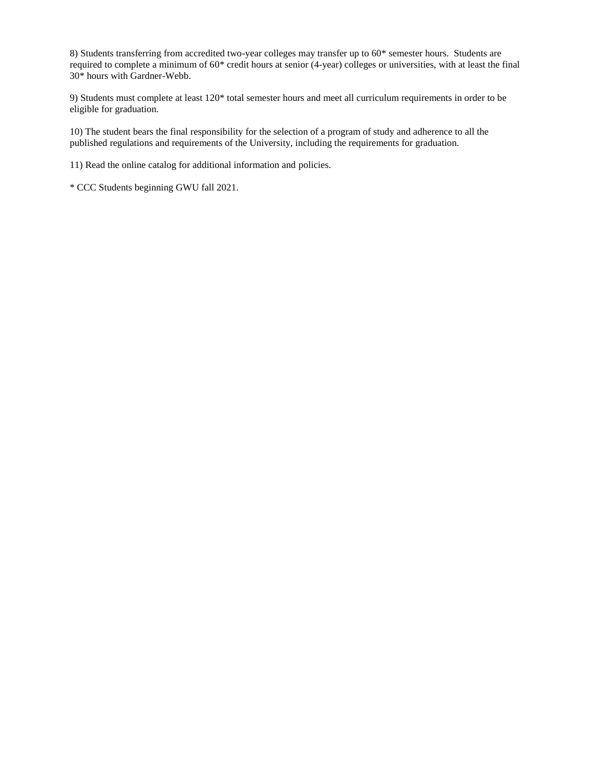8) Students transferring from accredited two-year colleges may transfer up to 60* semester hours. Students are required to complete a minimum of 60* credit hours at senior (4-year) colleges or universities, with at least the final 30* hours with Gardner-Webb.

9) Students must complete at least 120* total semester hours and meet all curriculum requirements in order to be eligible for graduation.

10) The student bears the final responsibility for the selection of a program of study and adherence to all the published regulations and requirements of the University, including the requirements for graduation.

11) Read the online catalog for additional information and policies.

* CCC Students beginning GWU fall 2021.